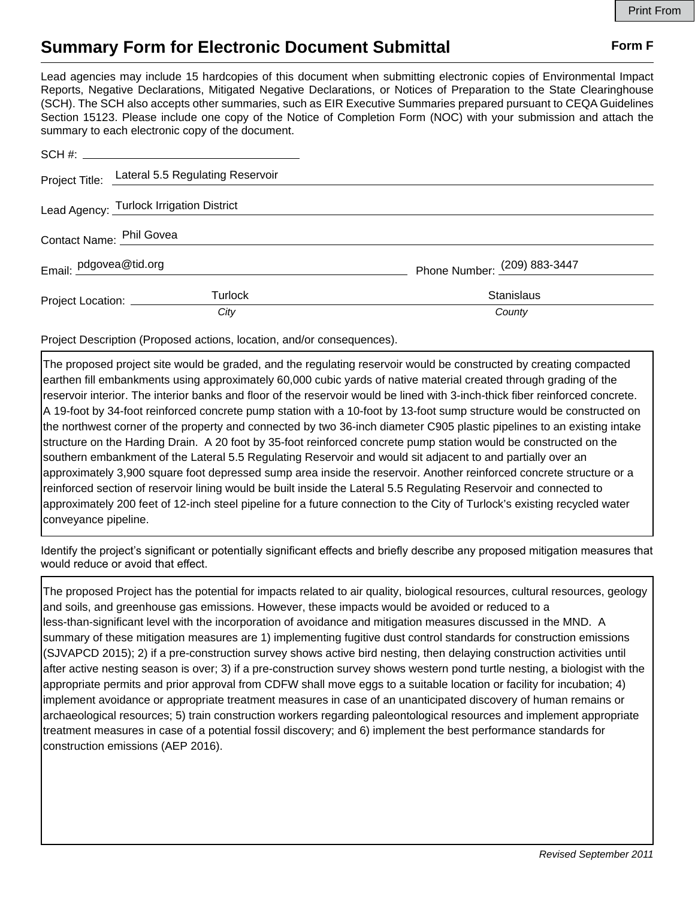# Summary Form for Electronic Document Submittal

**Form F**

Lead agencies may include 15 hardcopies of this document when submitting electronic copies of Environmental Impact Reports, Negative Declarations, Mitigated Negative Declarations, or Notices of Preparation to the State Clearinghouse (SCH). The SCH also accepts other summaries, such as EIR Executive Summaries prepared pursuant to CEQA Guidelines Section 15123. Please include one copy of the Notice of Completion Form (NOC) with your submission and attach the summary to each electronic copy of the document.

SCH #: ______________________

Project Title: Lateral 5.5 Regulating Reservoir

Lead Agency: Turlock Irrigation District

Contact Name: Phil Govea

Email: pdgovea@tid.org Phone Number: (209) 883-3447

Project Location: Turlock (*City*) Stanislaus (*County*)

Project Description (Proposed actions, location, and/or consequences).

The proposed project site would be graded, and the regulating reservoir would be constructed by creating compacted earthen fill embankments using approximately 60,000 cubic yards of native material created through grading of the reservoir interior. The interior banks and floor of the reservoir would be lined with 3-inch-thick fiber reinforced concrete. A 19-foot by 34-foot reinforced concrete pump station with a 10-foot by 13-foot sump structure would be constructed on the northwest corner of the property and connected by two 36-inch diameter C905 plastic pipelines to an existing intake structure on the Harding Drain. A 20 foot by 35-foot reinforced concrete pump station would be constructed on the southern embankment of the Lateral 5.5 Regulating Reservoir and would sit adjacent to and partially over an approximately 3,900 square foot depressed sump area inside the reservoir. Another reinforced concrete structure or a reinforced section of reservoir lining would be built inside the Lateral 5.5 Regulating Reservoir and connected to approximately 200 feet of 12-inch steel pipeline for a future connection to the City of Turlock's existing recycled water conveyance pipeline.

Identify the project's significant or potentially significant effects and briefly describe any proposed mitigation measures that would reduce or avoid that effect.

The proposed Project has the potential for impacts related to air quality, biological resources, cultural resources, geology and soils, and greenhouse gas emissions. However, these impacts would be avoided or reduced to a less-than-significant level with the incorporation of avoidance and mitigation measures discussed in the MND. A summary of these mitigation measures are 1) implementing fugitive dust control standards for construction emissions (SJVAPCD 2015); 2) if a pre-construction survey shows active bird nesting, then delaying construction activities until after active nesting season is over; 3) if a pre-construction survey shows western pond turtle nesting, a biologist with the appropriate permits and prior approval from CDFW shall move eggs to a suitable location or facility for incubation; 4) implement avoidance or appropriate treatment measures in case of an unanticipated discovery of human remains or archaeological resources; 5) train construction workers regarding paleontological resources and implement appropriate treatment measures in case of a potential fossil discovery; and 6) implement the best performance standards for construction emissions (AEP 2016).

*Revised September 2011*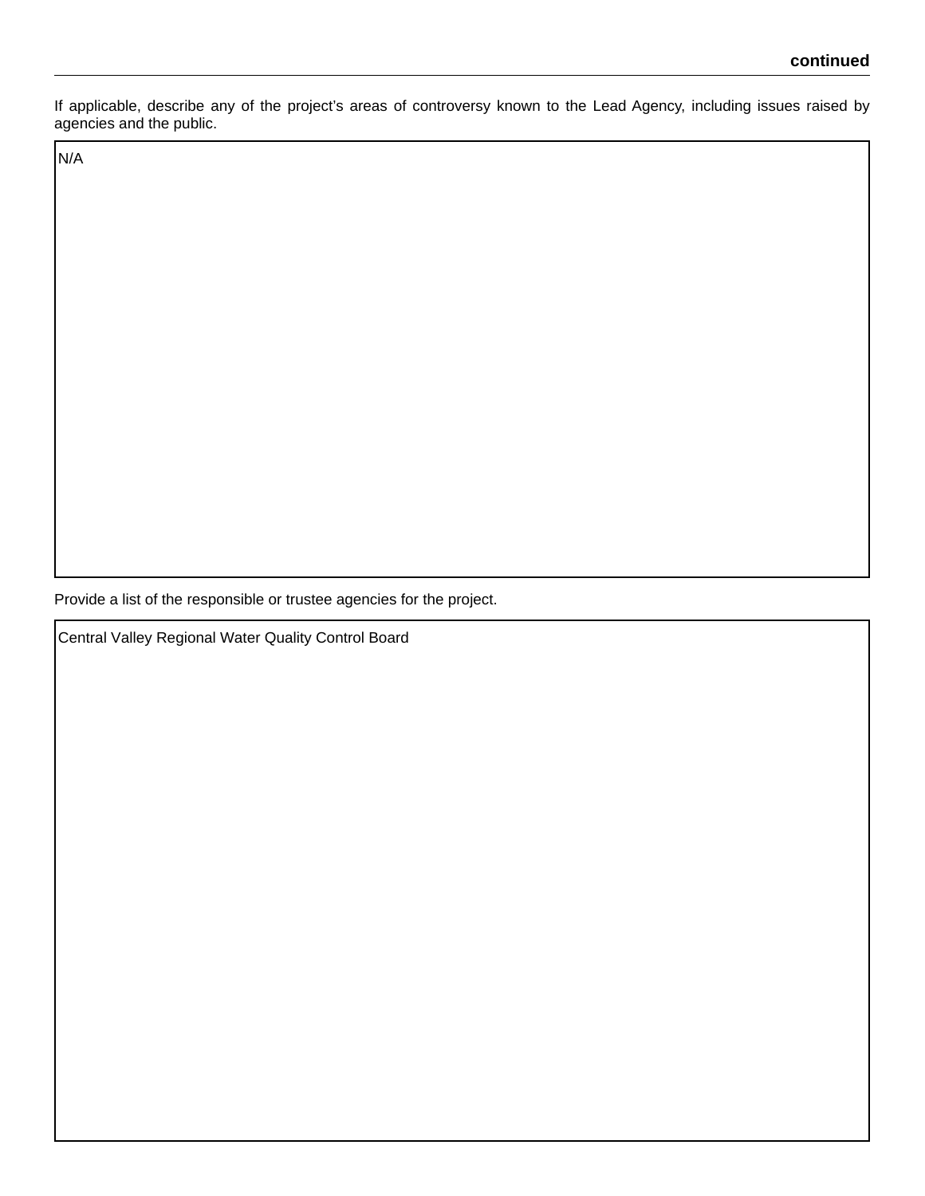**continued**

If applicable, describe any of the project's areas of controversy known to the Lead Agency, including issues raised by agencies and the public.

N/A

Provide a list of the responsible or trustee agencies for the project.

Central Valley Regional Water Quality Control Board